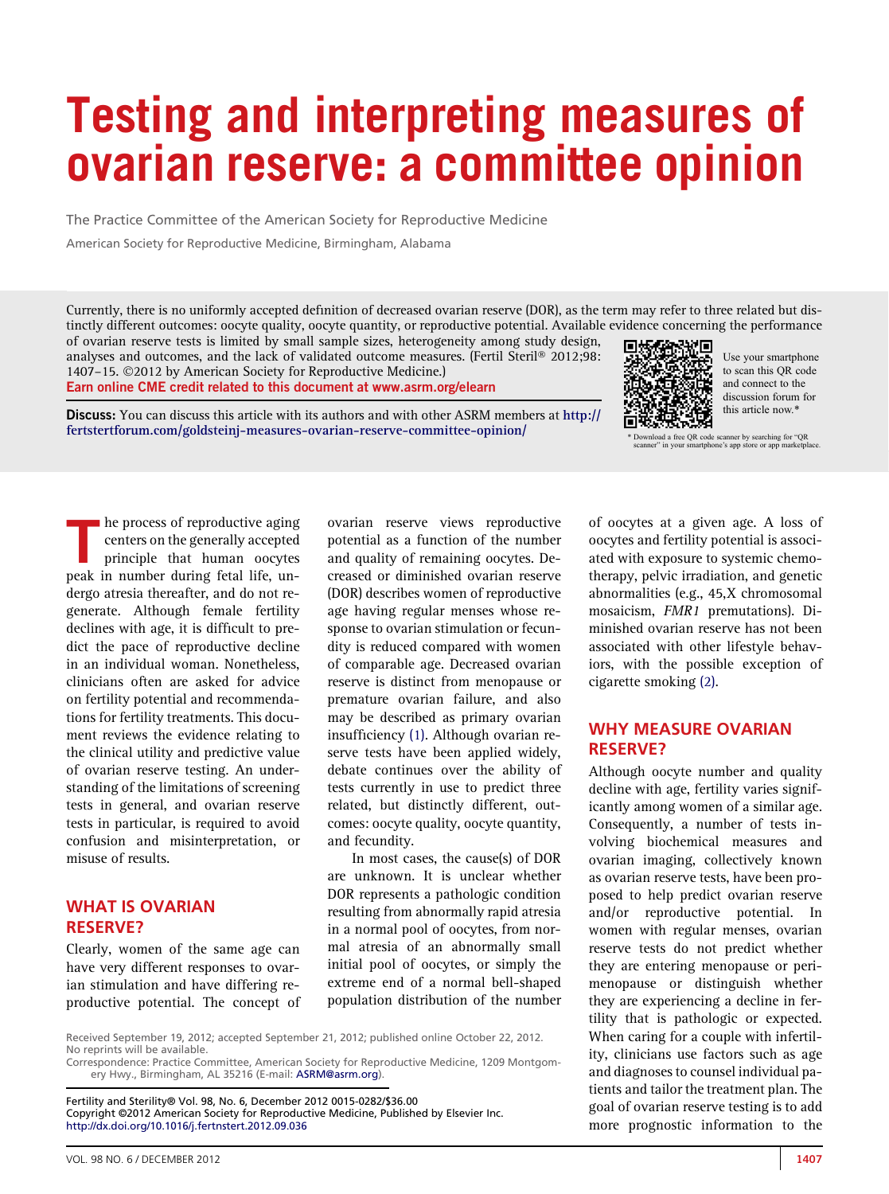# Testing and interpreting measures of ovarian reserve: a committee opinion

The Practice Committee of the American Society for Reproductive Medicine

American Society for Reproductive Medicine, Birmingham, Alabama

Currently, there is no uniformly accepted definition of decreased ovarian reserve (DOR), as the term may refer to three related but distinctly different outcomes: oocyte quality, oocyte quantity, or reproductive potential. Available evidence concerning the performance of ovarian reserve tests is limited by small sample sizes, heterogeneity among study design, analyses and outcomes, and the lack of validated outcome measures. (Fertil Steril® 2012;98: 1407–15. ©2012 by American Society for Reproductive Medicine.)

**Earn online CME credit related to this document at www.asrm.org/elearn**

**Discuss:** You can discuss this article with its authors and with other ASRM members at http://fertstertforum.com/goldsteinj-measures-ovarian-reserve-committee-opinion/

Use your smartphone to scan this QR code and connect to the discussion forum for this article now.*

* Download a free QR code scanner by searching for "QR scanner" in your smartphone's app store or app marketplace.

The process of reproductive aging centers on the generally accepted principle that human oocytes peak in number during fetal life, undergo atresia thereafter, and do not regenerate. Although female fertility declines with age, it is difficult to predict the pace of reproductive decline in an individual woman. Nonetheless, clinicians often are asked for advice on fertility potential and recommendations for fertility treatments. This document reviews the evidence relating to the clinical utility and predictive value of ovarian reserve testing. An understanding of the limitations of screening tests in general, and ovarian reserve tests in particular, is required to avoid confusion and misinterpretation, or misuse of results.

## WHAT IS OVARIAN RESERVE?

Clearly, women of the same age can have very different responses to ovarian stimulation and have differing reproductive potential. The concept of ovarian reserve views reproductive potential as a function of the number and quality of remaining oocytes. Decreased or diminished ovarian reserve (DOR) describes women of reproductive age having regular menses whose response to ovarian stimulation or fecundity is reduced compared with women of comparable age. Decreased ovarian reserve is distinct from menopause or premature ovarian failure, and also may be described as primary ovarian insufficiency (1). Although ovarian reserve tests have been applied widely, debate continues over the ability of tests currently in use to predict three related, but distinctly different, outcomes: oocyte quality, oocyte quantity, and fecundity.

In most cases, the cause(s) of DOR are unknown. It is unclear whether DOR represents a pathologic condition resulting from abnormally rapid atresia in a normal pool of oocytes, from normal atresia of an abnormally small initial pool of oocytes, or simply the extreme end of a normal bell-shaped population distribution of the number of oocytes at a given age. A loss of oocytes and fertility potential is associated with exposure to systemic chemotherapy, pelvic irradiation, and genetic abnormalities (e.g., 45,X chromosomal mosaicism, *FMR1* premutations). Diminished ovarian reserve has not been associated with other lifestyle behaviors, with the possible exception of cigarette smoking (2).

## WHY MEASURE OVARIAN RESERVE?

Although oocyte number and quality decline with age, fertility varies significantly among women of a similar age. Consequently, a number of tests involving biochemical measures and ovarian imaging, collectively known as ovarian reserve tests, have been proposed to help predict ovarian reserve and/or reproductive potential. In women with regular menses, ovarian reserve tests do not predict whether they are entering menopause or perimenopause or distinguish whether they are experiencing a decline in fertility that is pathologic or expected. When caring for a couple with infertility, clinicians use factors such as age and diagnoses to counsel individual patients and tailor the treatment plan. The goal of ovarian reserve testing is to add more prognostic information to the

Received September 19, 2012; accepted September 21, 2012; published online October 22, 2012.
No reprints will be available.
Correspondence: Practice Committee, American Society for Reproductive Medicine, 1209 Montgomery Hwy., Birmingham, AL 35216 (E-mail: ASRM@asrm.org).

Fertility and Sterility® Vol. 98, No. 6, December 2012 0015-0282/$36.00
Copyright ©2012 American Society for Reproductive Medicine, Published by Elsevier Inc.
http://dx.doi.org/10.1016/j.fertnstert.2012.09.036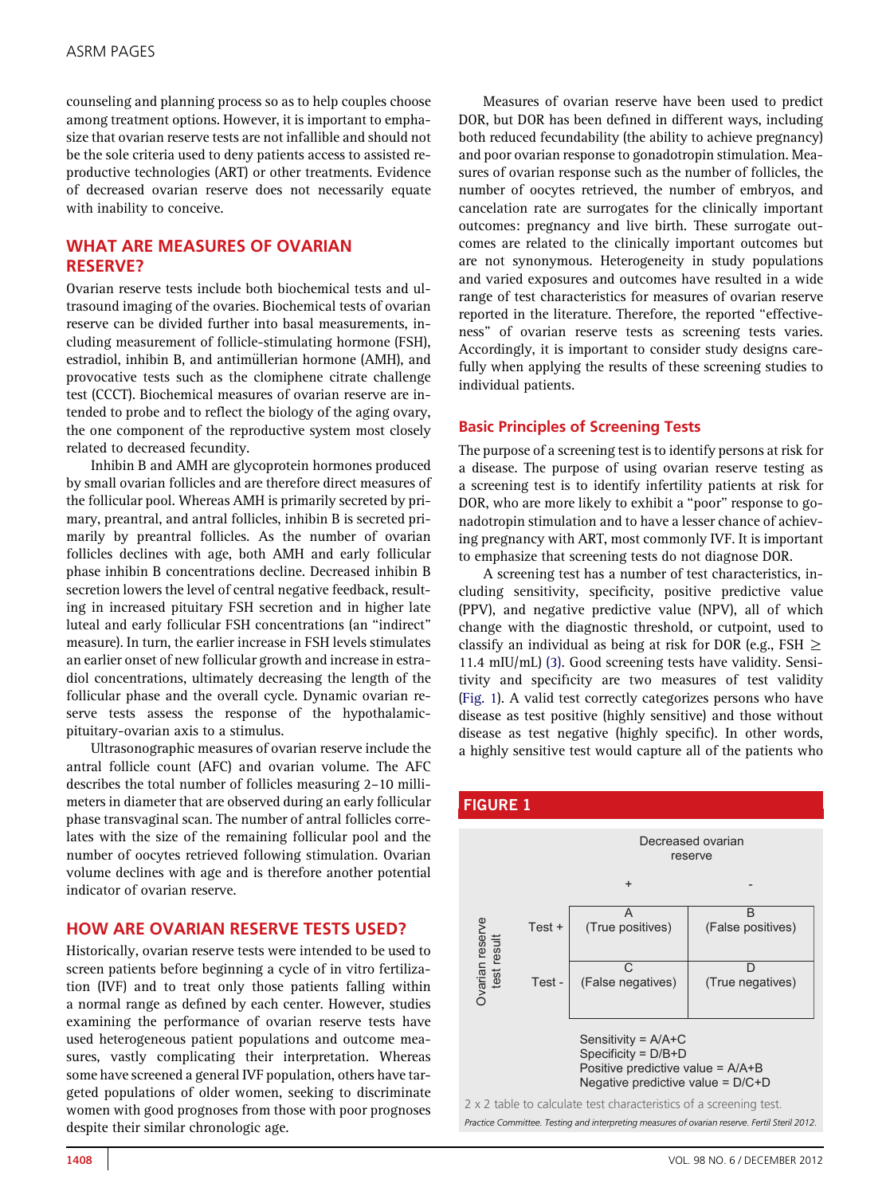counseling and planning process so as to help couples choose among treatment options. However, it is important to emphasize that ovarian reserve tests are not infallible and should not be the sole criteria used to deny patients access to assisted reproductive technologies (ART) or other treatments. Evidence of decreased ovarian reserve does not necessarily equate with inability to conceive.

## WHAT ARE MEASURES OF OVARIAN RESERVE?

Ovarian reserve tests include both biochemical tests and ultrasound imaging of the ovaries. Biochemical tests of ovarian reserve can be divided further into basal measurements, including measurement of follicle-stimulating hormone (FSH), estradiol, inhibin B, and antimüllerian hormone (AMH), and provocative tests such as the clomiphene citrate challenge test (CCCT). Biochemical measures of ovarian reserve are intended to probe and to reflect the biology of the aging ovary, the one component of the reproductive system most closely related to decreased fecundity.

Inhibin B and AMH are glycoprotein hormones produced by small ovarian follicles and are therefore direct measures of the follicular pool. Whereas AMH is primarily secreted by primary, preantral, and antral follicles, inhibin B is secreted primarily by preantral follicles. As the number of ovarian follicles declines with age, both AMH and early follicular phase inhibin B concentrations decline. Decreased inhibin B secretion lowers the level of central negative feedback, resulting in increased pituitary FSH secretion and in higher late luteal and early follicular FSH concentrations (an "indirect" measure). In turn, the earlier increase in FSH levels stimulates an earlier onset of new follicular growth and increase in estradiol concentrations, ultimately decreasing the length of the follicular phase and the overall cycle. Dynamic ovarian reserve tests assess the response of the hypothalamic-pituitary-ovarian axis to a stimulus.

Ultrasonographic measures of ovarian reserve include the antral follicle count (AFC) and ovarian volume. The AFC describes the total number of follicles measuring 2–10 millimeters in diameter that are observed during an early follicular phase transvaginal scan. The number of antral follicles correlates with the size of the remaining follicular pool and the number of oocytes retrieved following stimulation. Ovarian volume declines with age and is therefore another potential indicator of ovarian reserve.

## HOW ARE OVARIAN RESERVE TESTS USED?

Historically, ovarian reserve tests were intended to be used to screen patients before beginning a cycle of in vitro fertilization (IVF) and to treat only those patients falling within a normal range as defined by each center. However, studies examining the performance of ovarian reserve tests have used heterogeneous patient populations and outcome measures, vastly complicating their interpretation. Whereas some have screened a general IVF population, others have targeted populations of older women, seeking to discriminate women with good prognoses from those with poor prognoses despite their similar chronologic age.

Measures of ovarian reserve have been used to predict DOR, but DOR has been defined in different ways, including both reduced fecundability (the ability to achieve pregnancy) and poor ovarian response to gonadotropin stimulation. Measures of ovarian response such as the number of follicles, the number of oocytes retrieved, the number of embryos, and cancelation rate are surrogates for the clinically important outcomes: pregnancy and live birth. These surrogate outcomes are related to the clinically important outcomes but are not synonymous. Heterogeneity in study populations and varied exposures and outcomes have resulted in a wide range of test characteristics for measures of ovarian reserve reported in the literature. Therefore, the reported "effectiveness" of ovarian reserve tests as screening tests varies. Accordingly, it is important to consider study designs carefully when applying the results of these screening studies to individual patients.

### Basic Principles of Screening Tests

The purpose of a screening test is to identify persons at risk for a disease. The purpose of using ovarian reserve testing as a screening test is to identify infertility patients at risk for DOR, who are more likely to exhibit a "poor" response to gonadotropin stimulation and to have a lesser chance of achieving pregnancy with ART, most commonly IVF. It is important to emphasize that screening tests do not diagnose DOR.

A screening test has a number of test characteristics, including sensitivity, specificity, positive predictive value (PPV), and negative predictive value (NPV), all of which change with the diagnostic threshold, or cutpoint, used to classify an individual as being at risk for DOR (e.g., FSH $\geq$ 11.4 mIU/mL) (3). Good screening tests have validity. Sensitivity and specificity are two measures of test validity (Fig. 1). A valid test correctly categorizes persons who have disease as test positive (highly sensitive) and those without disease as test negative (highly specific). In other words, a highly sensitive test would capture all of the patients who

**FIGURE 1**

| Ovarian reserve test result | Decreased ovarian reserve + | Decreased ovarian reserve - |
|---|---|---|
| Test + | A (True positives) | B (False positives) |
| Test - | C (False negatives) | D (True negatives) |

Sensitivity = A/A+C
Specificity = D/B+D
Positive predictive value = A/A+B
Negative predictive value = D/C+D

2 x 2 table to calculate test characteristics of a screening test.

*Practice Committee. Testing and interpreting measures of ovarian reserve. Fertil Steril 2012.*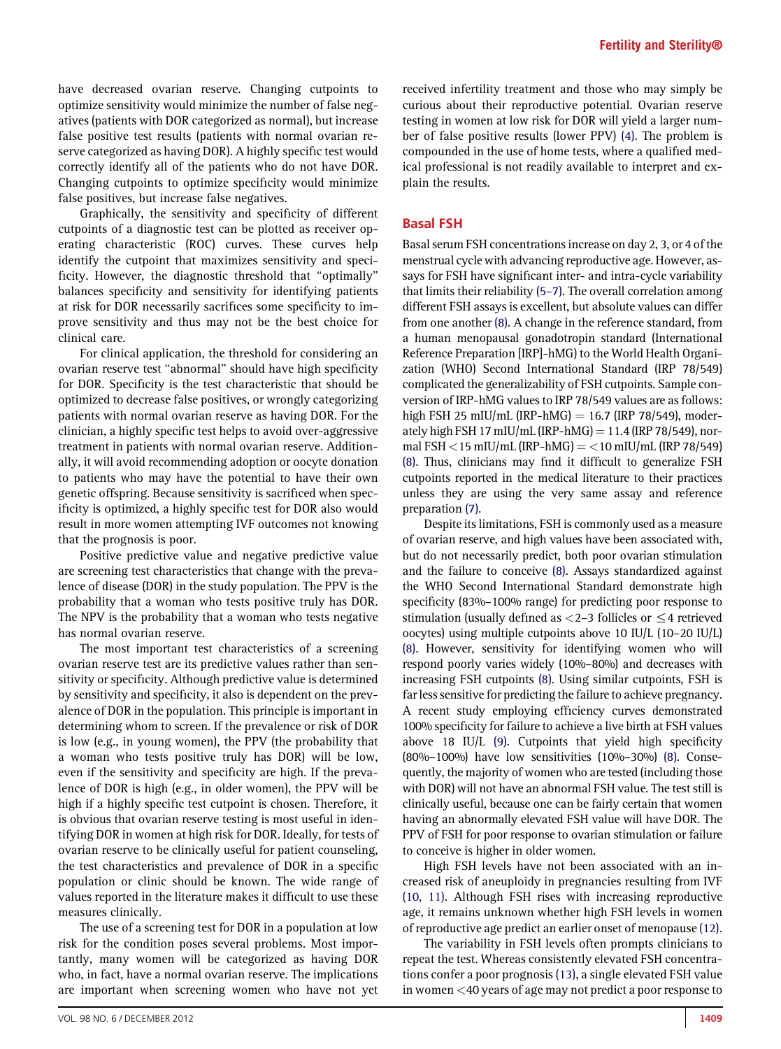have decreased ovarian reserve. Changing cutpoints to optimize sensitivity would minimize the number of false negatives (patients with DOR categorized as normal), but increase false positive test results (patients with normal ovarian reserve categorized as having DOR). A highly specific test would correctly identify all of the patients who do not have DOR. Changing cutpoints to optimize specificity would minimize false positives, but increase false negatives.

Graphically, the sensitivity and specificity of different cutpoints of a diagnostic test can be plotted as receiver operating characteristic (ROC) curves. These curves help identify the cutpoint that maximizes sensitivity and specificity. However, the diagnostic threshold that "optimally" balances specificity and sensitivity for identifying patients at risk for DOR necessarily sacrifices some specificity to improve sensitivity and thus may not be the best choice for clinical care.

For clinical application, the threshold for considering an ovarian reserve test "abnormal" should have high specificity for DOR. Specificity is the test characteristic that should be optimized to decrease false positives, or wrongly categorizing patients with normal ovarian reserve as having DOR. For the clinician, a highly specific test helps to avoid over-aggressive treatment in patients with normal ovarian reserve. Additionally, it will avoid recommending adoption or oocyte donation to patients who may have the potential to have their own genetic offspring. Because sensitivity is sacrificed when specificity is optimized, a highly specific test for DOR also would result in more women attempting IVF outcomes not knowing that the prognosis is poor.

Positive predictive value and negative predictive value are screening test characteristics that change with the prevalence of disease (DOR) in the study population. The PPV is the probability that a woman who tests positive truly has DOR. The NPV is the probability that a woman who tests negative has normal ovarian reserve.

The most important test characteristics of a screening ovarian reserve test are its predictive values rather than sensitivity or specificity. Although predictive value is determined by sensitivity and specificity, it also is dependent on the prevalence of DOR in the population. This principle is important in determining whom to screen. If the prevalence or risk of DOR is low (e.g., in young women), the PPV (the probability that a woman who tests positive truly has DOR) will be low, even if the sensitivity and specificity are high. If the prevalence of DOR is high (e.g., in older women), the PPV will be high if a highly specific test cutpoint is chosen. Therefore, it is obvious that ovarian reserve testing is most useful in identifying DOR in women at high risk for DOR. Ideally, for tests of ovarian reserve to be clinically useful for patient counseling, the test characteristics and prevalence of DOR in a specific population or clinic should be known. The wide range of values reported in the literature makes it difficult to use these measures clinically.

The use of a screening test for DOR in a population at low risk for the condition poses several problems. Most importantly, many women will be categorized as having DOR who, in fact, have a normal ovarian reserve. The implications are important when screening women who have not yet received infertility treatment and those who may simply be curious about their reproductive potential. Ovarian reserve testing in women at low risk for DOR will yield a larger number of false positive results (lower PPV) (4). The problem is compounded in the use of home tests, where a qualified medical professional is not readily available to interpret and explain the results.

## Basal FSH

Basal serum FSH concentrations increase on day 2, 3, or 4 of the menstrual cycle with advancing reproductive age. However, assays for FSH have significant inter- and intra-cycle variability that limits their reliability (5–7). The overall correlation among different FSH assays is excellent, but absolute values can differ from one another (8). A change in the reference standard, from a human menopausal gonadotropin standard (International Reference Preparation [IRP]-hMG) to the World Health Organization (WHO) Second International Standard (IRP 78/549) complicated the generalizability of FSH cutpoints. Sample conversion of IRP-hMG values to IRP 78/549 values are as follows: high FSH 25 mIU/mL (IRP-hMG) = 16.7 (IRP 78/549), moderately high FSH 17 mIU/mL (IRP-hMG) = 11.4 (IRP 78/549), normal FSH <15 mIU/mL (IRP-hMG) = <10 mIU/mL (IRP 78/549) (8). Thus, clinicians may find it difficult to generalize FSH cutpoints reported in the medical literature to their practices unless they are using the very same assay and reference preparation (7).

Despite its limitations, FSH is commonly used as a measure of ovarian reserve, and high values have been associated with, but do not necessarily predict, both poor ovarian stimulation and the failure to conceive (8). Assays standardized against the WHO Second International Standard demonstrate high specificity (83%–100% range) for predicting poor response to stimulation (usually defined as <2–3 follicles or ≤4 retrieved oocytes) using multiple cutpoints above 10 IU/L (10–20 IU/L) (8). However, sensitivity for identifying women who will respond poorly varies widely (10%–80%) and decreases with increasing FSH cutpoints (8). Using similar cutpoints, FSH is far less sensitive for predicting the failure to achieve pregnancy. A recent study employing efficiency curves demonstrated 100% specificity for failure to achieve a live birth at FSH values above 18 IU/L (9). Cutpoints that yield high specificity (80%–100%) have low sensitivities (10%–30%) (8). Consequently, the majority of women who are tested (including those with DOR) will not have an abnormal FSH value. The test still is clinically useful, because one can be fairly certain that women having an abnormally elevated FSH value will have DOR. The PPV of FSH for poor response to ovarian stimulation or failure to conceive is higher in older women.

High FSH levels have not been associated with an increased risk of aneuploidy in pregnancies resulting from IVF (10, 11). Although FSH rises with increasing reproductive age, it remains unknown whether high FSH levels in women of reproductive age predict an earlier onset of menopause (12).

The variability in FSH levels often prompts clinicians to repeat the test. Whereas consistently elevated FSH concentrations confer a poor prognosis (13), a single elevated FSH value in women <40 years of age may not predict a poor response to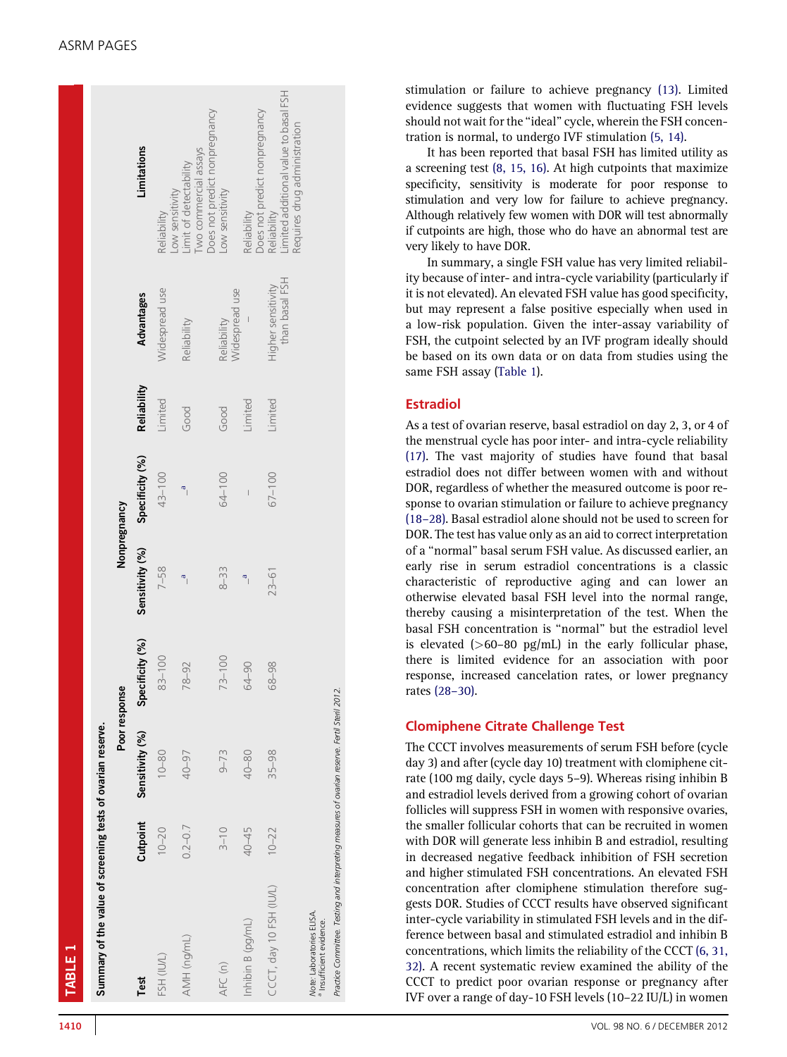**TABLE 1**

Summary of the value of screening tests of ovarian reserve.

| Test | Cutpoint | Poor response | | Nonpregnancy | | Reliability | Advantages | Limitations |
|---|---|---|---|---|---|---|---|---|
| | | Sensitivity (%) | Specificity (%) | Sensitivity (%) | Specificity (%) | | | |
| FSH (IU/L) | 10–20 | 10–80 | 83–100 | 7–58 | 43–100 | Limited | Widespread use | Reliability<br>Low sensitivity |
| AMH (ng/mL) | 0.2–0.7 | 40–97 | 78–92 | –[a] | –[a] | Good | Reliability | Limit of detectability<br>Two commercial assays<br>Does not predict nonpregnancy |
| AFC (n) | 3–10 | 9–73 | 73–100 | 8–33 | 64–100 | Good | Reliability<br>Widespread use | Low sensitivity |
| Inhibin B (pg/mL) | 40–45 | 40–80 | 64–90 | –[a] | – | Limited | – | Reliability<br>Does not predict nonpregnancy |
| CCCT, day 10 FSH (IU/L) | 10–22 | 35–98 | 68–98 | 23–61 | 67–100 | Limited | Higher sensitivity than basal FSH | Reliability<br>Limited additional value to basal FSH<br>Requires drug administration |

*Note:* Laboratories ELISA.
[a] Insufficient evidence.

*Practice Committee. Testing and interpreting measures of ovarian reserve. Fertil Steril 2012.*

stimulation or failure to achieve pregnancy (13). Limited evidence suggests that women with fluctuating FSH levels should not wait for the "ideal" cycle, wherein the FSH concentration is normal, to undergo IVF stimulation (5, 14).

It has been reported that basal FSH has limited utility as a screening test (8, 15, 16). At high cutpoints that maximize specificity, sensitivity is moderate for poor response to stimulation and very low for failure to achieve pregnancy. Although relatively few women with DOR will test abnormally if cutpoints are high, those who do have an abnormal test are very likely to have DOR.

In summary, a single FSH value has very limited reliability because of inter- and intra-cycle variability (particularly if it is not elevated). An elevated FSH value has good specificity, but may represent a false positive especially when used in a low-risk population. Given the inter-assay variability of FSH, the cutpoint selected by an IVF program ideally should be based on its own data or on data from studies using the same FSH assay (Table 1).

## Estradiol

As a test of ovarian reserve, basal estradiol on day 2, 3, or 4 of the menstrual cycle has poor inter- and intra-cycle reliability (17). The vast majority of studies have found that basal estradiol does not differ between women with and without DOR, regardless of whether the measured outcome is poor response to ovarian stimulation or failure to achieve pregnancy (18–28). Basal estradiol alone should not be used to screen for DOR. The test has value only as an aid to correct interpretation of a "normal" basal serum FSH value. As discussed earlier, an early rise in serum estradiol concentrations is a classic characteristic of reproductive aging and can lower an otherwise elevated basal FSH level into the normal range, thereby causing a misinterpretation of the test. When the basal FSH concentration is "normal" but the estradiol level is elevated (>60–80 pg/mL) in the early follicular phase, there is limited evidence for an association with poor response, increased cancelation rates, or lower pregnancy rates (28–30).

## Clomiphene Citrate Challenge Test

The CCCT involves measurements of serum FSH before (cycle day 3) and after (cycle day 10) treatment with clomiphene citrate (100 mg daily, cycle days 5–9). Whereas rising inhibin B and estradiol levels derived from a growing cohort of ovarian follicles will suppress FSH in women with responsive ovaries, the smaller follicular cohorts that can be recruited in women with DOR will generate less inhibin B and estradiol, resulting in decreased negative feedback inhibition of FSH secretion and higher stimulated FSH concentrations. An elevated FSH concentration after clomiphene stimulation therefore suggests DOR. Studies of CCCT results have observed significant inter-cycle variability in stimulated FSH levels and in the difference between basal and stimulated estradiol and inhibin B concentrations, which limits the reliability of the CCCT (6, 31, 32). A recent systematic review examined the ability of the CCCT to predict poor ovarian response or pregnancy after IVF over a range of day-10 FSH levels (10–22 IU/L) in women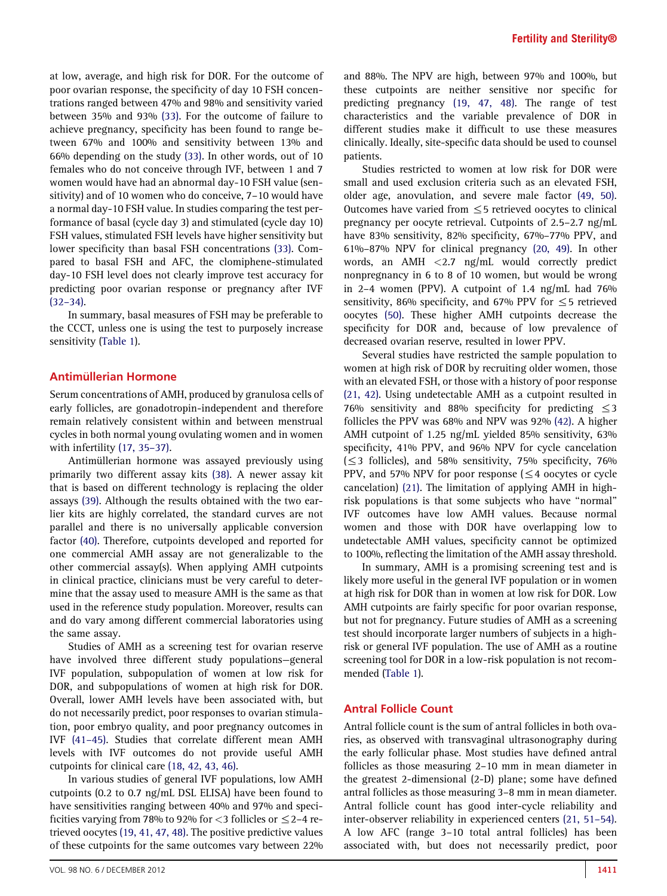at low, average, and high risk for DOR. For the outcome of poor ovarian response, the specificity of day 10 FSH concentrations ranged between 47% and 98% and sensitivity varied between 35% and 93% (33). For the outcome of failure to achieve pregnancy, specificity has been found to range between 67% and 100% and sensitivity between 13% and 66% depending on the study (33). In other words, out of 10 females who do not conceive through IVF, between 1 and 7 women would have had an abnormal day-10 FSH value (sensitivity) and of 10 women who do conceive, 7–10 would have a normal day-10 FSH value. In studies comparing the test performance of basal (cycle day 3) and stimulated (cycle day 10) FSH values, stimulated FSH levels have higher sensitivity but lower specificity than basal FSH concentrations (33). Compared to basal FSH and AFC, the clomiphene-stimulated day-10 FSH level does not clearly improve test accuracy for predicting poor ovarian response or pregnancy after IVF (32–34).

In summary, basal measures of FSH may be preferable to the CCCT, unless one is using the test to purposely increase sensitivity (Table 1).

## Antimüllerian Hormone

Serum concentrations of AMH, produced by granulosa cells of early follicles, are gonadotropin-independent and therefore remain relatively consistent within and between menstrual cycles in both normal young ovulating women and in women with infertility (17, 35–37).

Antimüllerian hormone was assayed previously using primarily two different assay kits (38). A newer assay kit that is based on different technology is replacing the older assays (39). Although the results obtained with the two earlier kits are highly correlated, the standard curves are not parallel and there is no universally applicable conversion factor (40). Therefore, cutpoints developed and reported for one commercial AMH assay are not generalizable to the other commercial assay(s). When applying AMH cutpoints in clinical practice, clinicians must be very careful to determine that the assay used to measure AMH is the same as that used in the reference study population. Moreover, results can and do vary among different commercial laboratories using the same assay.

Studies of AMH as a screening test for ovarian reserve have involved three different study populations—general IVF population, subpopulation of women at low risk for DOR, and subpopulations of women at high risk for DOR. Overall, lower AMH levels have been associated with, but do not necessarily predict, poor responses to ovarian stimulation, poor embryo quality, and poor pregnancy outcomes in IVF (41–45). Studies that correlate different mean AMH levels with IVF outcomes do not provide useful AMH cutpoints for clinical care (18, 42, 43, 46).

In various studies of general IVF populations, low AMH cutpoints (0.2 to 0.7 ng/mL DSL ELISA) have been found to have sensitivities ranging between 40% and 97% and specificities varying from 78% to 92% for <3 follicles or ≤2–4 retrieved oocytes (19, 41, 47, 48). The positive predictive values of these cutpoints for the same outcomes vary between 22% and 88%. The NPV are high, between 97% and 100%, but these cutpoints are neither sensitive nor specific for predicting pregnancy (19, 47, 48). The range of test characteristics and the variable prevalence of DOR in different studies make it difficult to use these measures clinically. Ideally, site-specific data should be used to counsel patients.

Studies restricted to women at low risk for DOR were small and used exclusion criteria such as an elevated FSH, older age, anovulation, and severe male factor (49, 50). Outcomes have varied from ≤5 retrieved oocytes to clinical pregnancy per oocyte retrieval. Cutpoints of 2.5–2.7 ng/mL have 83% sensitivity, 82% specificity, 67%–77% PPV, and 61%–87% NPV for clinical pregnancy (20, 49). In other words, an AMH <2.7 ng/mL would correctly predict nonpregnancy in 6 to 8 of 10 women, but would be wrong in 2–4 women (PPV). A cutpoint of 1.4 ng/mL had 76% sensitivity, 86% specificity, and 67% PPV for ≤5 retrieved oocytes (50). These higher AMH cutpoints decrease the specificity for DOR and, because of low prevalence of decreased ovarian reserve, resulted in lower PPV.

Several studies have restricted the sample population to women at high risk of DOR by recruiting older women, those with an elevated FSH, or those with a history of poor response (21, 42). Using undetectable AMH as a cutpoint resulted in 76% sensitivity and 88% specificity for predicting ≤3 follicles the PPV was 68% and NPV was 92% (42). A higher AMH cutpoint of 1.25 ng/mL yielded 85% sensitivity, 63% specificity, 41% PPV, and 96% NPV for cycle cancelation (≤3 follicles), and 58% sensitivity, 75% specificity, 76% PPV, and 57% NPV for poor response (≤4 oocytes or cycle cancelation) (21). The limitation of applying AMH in high-risk populations is that some subjects who have "normal" IVF outcomes have low AMH values. Because normal women and those with DOR have overlapping low to undetectable AMH values, specificity cannot be optimized to 100%, reflecting the limitation of the AMH assay threshold.

In summary, AMH is a promising screening test and is likely more useful in the general IVF population or in women at high risk for DOR than in women at low risk for DOR. Low AMH cutpoints are fairly specific for poor ovarian response, but not for pregnancy. Future studies of AMH as a screening test should incorporate larger numbers of subjects in a high-risk or general IVF population. The use of AMH as a routine screening tool for DOR in a low-risk population is not recommended (Table 1).

## Antral Follicle Count

Antral follicle count is the sum of antral follicles in both ovaries, as observed with transvaginal ultrasonography during the early follicular phase. Most studies have defined antral follicles as those measuring 2–10 mm in mean diameter in the greatest 2-dimensional (2-D) plane; some have defined antral follicles as those measuring 3–8 mm in mean diameter. Antral follicle count has good inter-cycle reliability and inter-observer reliability in experienced centers (21, 51–54). A low AFC (range 3–10 total antral follicles) has been associated with, but does not necessarily predict, poor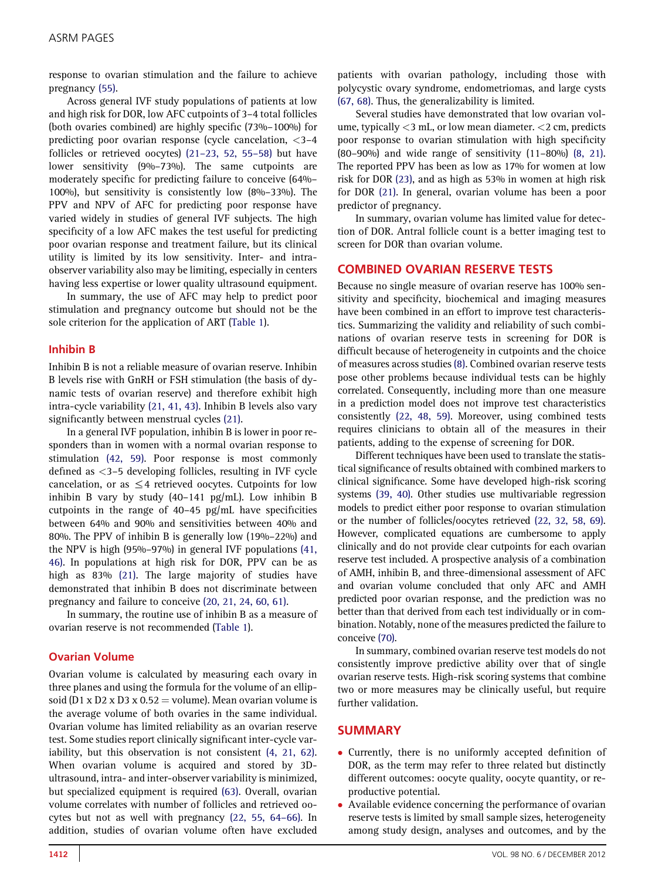response to ovarian stimulation and the failure to achieve pregnancy (55).

Across general IVF study populations of patients at low and high risk for DOR, low AFC cutpoints of 3–4 total follicles (both ovaries combined) are highly specific (73%–100%) for predicting poor ovarian response (cycle cancelation, <3–4 follicles or retrieved oocytes) (21–23, 52, 55–58) but have lower sensitivity (9%–73%). The same cutpoints are moderately specific for predicting failure to conceive (64%–100%), but sensitivity is consistently low (8%–33%). The PPV and NPV of AFC for predicting poor response have varied widely in studies of general IVF subjects. The high specificity of a low AFC makes the test useful for predicting poor ovarian response and treatment failure, but its clinical utility is limited by its low sensitivity. Inter- and intra-observer variability also may be limiting, especially in centers having less expertise or lower quality ultrasound equipment.

In summary, the use of AFC may help to predict poor stimulation and pregnancy outcome but should not be the sole criterion for the application of ART (Table 1).

### Inhibin B

Inhibin B is not a reliable measure of ovarian reserve. Inhibin B levels rise with GnRH or FSH stimulation (the basis of dynamic tests of ovarian reserve) and therefore exhibit high intra-cycle variability (21, 41, 43). Inhibin B levels also vary significantly between menstrual cycles (21).

In a general IVF population, inhibin B is lower in poor responders than in women with a normal ovarian response to stimulation (42, 59). Poor response is most commonly defined as <3–5 developing follicles, resulting in IVF cycle cancelation, or as ≤4 retrieved oocytes. Cutpoints for low inhibin B vary by study (40–141 pg/mL). Low inhibin B cutpoints in the range of 40–45 pg/mL have specificities between 64% and 90% and sensitivities between 40% and 80%. The PPV of inhibin B is generally low (19%–22%) and the NPV is high (95%–97%) in general IVF populations (41, 46). In populations at high risk for DOR, PPV can be as high as 83% (21). The large majority of studies have demonstrated that inhibin B does not discriminate between pregnancy and failure to conceive (20, 21, 24, 60, 61).

In summary, the routine use of inhibin B as a measure of ovarian reserve is not recommended (Table 1).

### Ovarian Volume

Ovarian volume is calculated by measuring each ovary in three planes and using the formula for the volume of an ellipsoid (D1 x D2 x D3 x 0.52 = volume). Mean ovarian volume is the average volume of both ovaries in the same individual. Ovarian volume has limited reliability as an ovarian reserve test. Some studies report clinically significant inter-cycle variability, but this observation is not consistent (4, 21, 62). When ovarian volume is acquired and stored by 3D-ultrasound, intra- and inter-observer variability is minimized, but specialized equipment is required (63). Overall, ovarian volume correlates with number of follicles and retrieved oocytes but not as well with pregnancy (22, 55, 64–66). In addition, studies of ovarian volume often have excluded patients with ovarian pathology, including those with polycystic ovary syndrome, endometriomas, and large cysts (67, 68). Thus, the generalizability is limited.

Several studies have demonstrated that low ovarian volume, typically <3 mL, or low mean diameter. <2 cm, predicts poor response to ovarian stimulation with high specificity (80–90%) and wide range of sensitivity (11–80%) (8, 21). The reported PPV has been as low as 17% for women at low risk for DOR (23), and as high as 53% in women at high risk for DOR (21). In general, ovarian volume has been a poor predictor of pregnancy.

In summary, ovarian volume has limited value for detection of DOR. Antral follicle count is a better imaging test to screen for DOR than ovarian volume.

## COMBINED OVARIAN RESERVE TESTS

Because no single measure of ovarian reserve has 100% sensitivity and specificity, biochemical and imaging measures have been combined in an effort to improve test characteristics. Summarizing the validity and reliability of such combinations of ovarian reserve tests in screening for DOR is difficult because of heterogeneity in cutpoints and the choice of measures across studies (8). Combined ovarian reserve tests pose other problems because individual tests can be highly correlated. Consequently, including more than one measure in a prediction model does not improve test characteristics consistently (22, 48, 59). Moreover, using combined tests requires clinicians to obtain all of the measures in their patients, adding to the expense of screening for DOR.

Different techniques have been used to translate the statistical significance of results obtained with combined markers to clinical significance. Some have developed high-risk scoring systems (39, 40). Other studies use multivariable regression models to predict either poor response to ovarian stimulation or the number of follicles/oocytes retrieved (22, 32, 58, 69). However, complicated equations are cumbersome to apply clinically and do not provide clear cutpoints for each ovarian reserve test included. A prospective analysis of a combination of AMH, inhibin B, and three-dimensional assessment of AFC and ovarian volume concluded that only AFC and AMH predicted poor ovarian response, and the prediction was no better than that derived from each test individually or in combination. Notably, none of the measures predicted the failure to conceive (70).

In summary, combined ovarian reserve test models do not consistently improve predictive ability over that of single ovarian reserve tests. High-risk scoring systems that combine two or more measures may be clinically useful, but require further validation.

## SUMMARY

- Currently, there is no uniformly accepted definition of DOR, as the term may refer to three related but distinctly different outcomes: oocyte quality, oocyte quantity, or reproductive potential.
- Available evidence concerning the performance of ovarian reserve tests is limited by small sample sizes, heterogeneity among study design, analyses and outcomes, and by the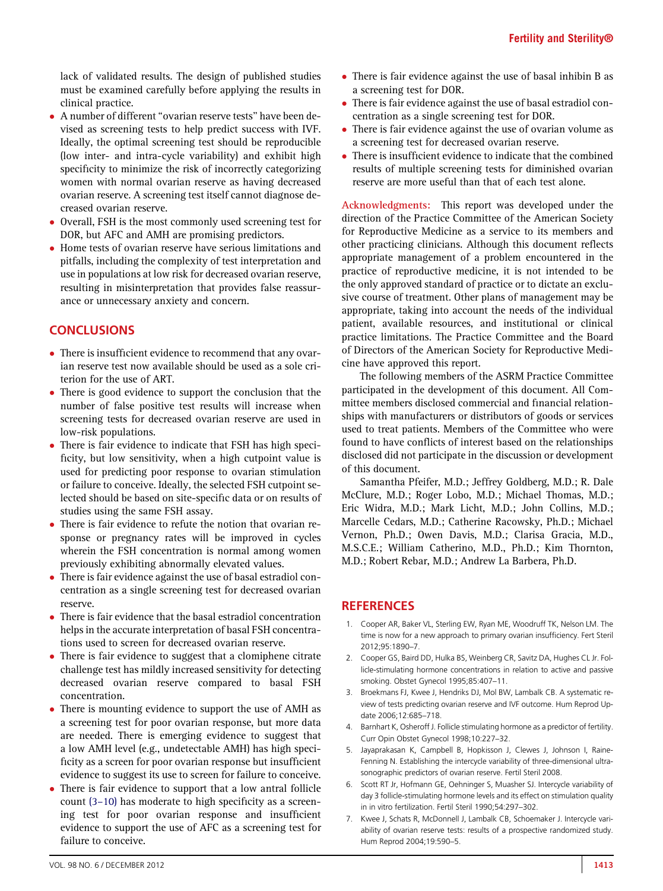lack of validated results. The design of published studies must be examined carefully before applying the results in clinical practice.

- A number of different "ovarian reserve tests" have been devised as screening tests to help predict success with IVF. Ideally, the optimal screening test should be reproducible (low inter- and intra-cycle variability) and exhibit high specificity to minimize the risk of incorrectly categorizing women with normal ovarian reserve as having decreased ovarian reserve. A screening test itself cannot diagnose decreased ovarian reserve.
- Overall, FSH is the most commonly used screening test for DOR, but AFC and AMH are promising predictors.
- Home tests of ovarian reserve have serious limitations and pitfalls, including the complexity of test interpretation and use in populations at low risk for decreased ovarian reserve, resulting in misinterpretation that provides false reassurance or unnecessary anxiety and concern.

## CONCLUSIONS

- There is insufficient evidence to recommend that any ovarian reserve test now available should be used as a sole criterion for the use of ART.
- There is good evidence to support the conclusion that the number of false positive test results will increase when screening tests for decreased ovarian reserve are used in low-risk populations.
- There is fair evidence to indicate that FSH has high specificity, but low sensitivity, when a high cutpoint value is used for predicting poor response to ovarian stimulation or failure to conceive. Ideally, the selected FSH cutpoint selected should be based on site-specific data or on results of studies using the same FSH assay.
- There is fair evidence to refute the notion that ovarian response or pregnancy rates will be improved in cycles wherein the FSH concentration is normal among women previously exhibiting abnormally elevated values.
- There is fair evidence against the use of basal estradiol concentration as a single screening test for decreased ovarian reserve.
- There is fair evidence that the basal estradiol concentration helps in the accurate interpretation of basal FSH concentrations used to screen for decreased ovarian reserve.
- There is fair evidence to suggest that a clomiphene citrate challenge test has mildly increased sensitivity for detecting decreased ovarian reserve compared to basal FSH concentration.
- There is mounting evidence to support the use of AMH as a screening test for poor ovarian response, but more data are needed. There is emerging evidence to suggest that a low AMH level (e.g., undetectable AMH) has high specificity as a screen for poor ovarian response but insufficient evidence to suggest its use to screen for failure to conceive.
- There is fair evidence to support that a low antral follicle count (3–10) has moderate to high specificity as a screening test for poor ovarian response and insufficient evidence to support the use of AFC as a screening test for failure to conceive.
- There is fair evidence against the use of basal inhibin B as a screening test for DOR.
- There is fair evidence against the use of basal estradiol concentration as a single screening test for DOR.
- There is fair evidence against the use of ovarian volume as a screening test for decreased ovarian reserve.
- There is insufficient evidence to indicate that the combined results of multiple screening tests for diminished ovarian reserve are more useful than that of each test alone.

**Acknowledgments:** This report was developed under the direction of the Practice Committee of the American Society for Reproductive Medicine as a service to its members and other practicing clinicians. Although this document reflects appropriate management of a problem encountered in the practice of reproductive medicine, it is not intended to be the only approved standard of practice or to dictate an exclusive course of treatment. Other plans of management may be appropriate, taking into account the needs of the individual patient, available resources, and institutional or clinical practice limitations. The Practice Committee and the Board of Directors of the American Society for Reproductive Medicine have approved this report.

The following members of the ASRM Practice Committee participated in the development of this document. All Committee members disclosed commercial and financial relationships with manufacturers or distributors of goods or services used to treat patients. Members of the Committee who were found to have conflicts of interest based on the relationships disclosed did not participate in the discussion or development of this document.

Samantha Pfeifer, M.D.; Jeffrey Goldberg, M.D.; R. Dale McClure, M.D.; Roger Lobo, M.D.; Michael Thomas, M.D.; Eric Widra, M.D.; Mark Licht, M.D.; John Collins, M.D.; Marcelle Cedars, M.D.; Catherine Racowsky, Ph.D.; Michael Vernon, Ph.D.; Owen Davis, M.D.; Clarisa Gracia, M.D., M.S.C.E.; William Catherino, M.D., Ph.D.; Kim Thornton, M.D.; Robert Rebar, M.D.; Andrew La Barbera, Ph.D.

## REFERENCES

1. Cooper AR, Baker VL, Sterling EW, Ryan ME, Woodruff TK, Nelson LM. The time is now for a new approach to primary ovarian insufficiency. Fert Steril 2012;95:1890–7.
2. Cooper GS, Baird DD, Hulka BS, Weinberg CR, Savitz DA, Hughes CL Jr. Follicle-stimulating hormone concentrations in relation to active and passive smoking. Obstet Gynecol 1995;85:407–11.
3. Broekmans FJ, Kwee J, Hendriks DJ, Mol BW, Lambalk CB. A systematic review of tests predicting ovarian reserve and IVF outcome. Hum Reprod Update 2006;12:685–718.
4. Barnhart K, Osheroff J. Follicle stimulating hormone as a predictor of fertility. Curr Opin Obstet Gynecol 1998;10:227–32.
5. Jayaprakasan K, Campbell B, Hopkisson J, Clewes J, Johnson I, Raine-Fenning N. Establishing the intercycle variability of three-dimensional ultrasonographic predictors of ovarian reserve. Fertil Steril 2008.
6. Scott RT Jr, Hofmann GE, Oehninger S, Muasher SJ. Intercycle variability of day 3 follicle-stimulating hormone levels and its effect on stimulation quality in in vitro fertilization. Fertil Steril 1990;54:297–302.
7. Kwee J, Schats R, McDonnell J, Lambalk CB, Schoemaker J. Intercycle variability of ovarian reserve tests: results of a prospective randomized study. Hum Reprod 2004;19:590–5.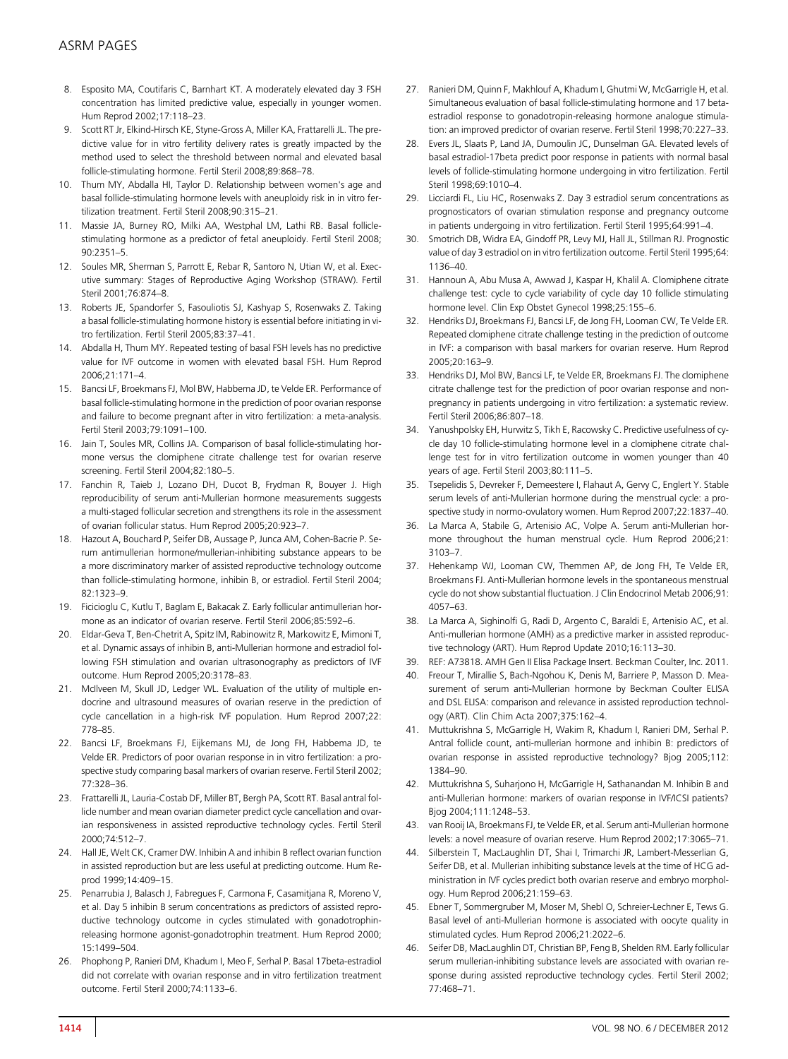8. Esposito MA, Coutifaris C, Barnhart KT. A moderately elevated day 3 FSH concentration has limited predictive value, especially in younger women. Hum Reprod 2002;17:118–23.
9. Scott RT Jr, Elkind-Hirsch KE, Styne-Gross A, Miller KA, Frattarelli JL. The predictive value for in vitro fertility delivery rates is greatly impacted by the method used to select the threshold between normal and elevated basal follicle-stimulating hormone. Fertil Steril 2008;89:868–78.
10. Thum MY, Abdalla HI, Taylor D. Relationship between women's age and basal follicle-stimulating hormone levels with aneuploidy risk in in vitro fertilization treatment. Fertil Steril 2008;90:315–21.
11. Massie JA, Burney RO, Milki AA, Westphal LM, Lathi RB. Basal follicle-stimulating hormone as a predictor of fetal aneuploidy. Fertil Steril 2008; 90:2351–5.
12. Soules MR, Sherman S, Parrott E, Rebar R, Santoro N, Utian W, et al. Executive summary: Stages of Reproductive Aging Workshop (STRAW). Fertil Steril 2001;76:874–8.
13. Roberts JE, Spandorfer S, Fasouliotis SJ, Kashyap S, Rosenwaks Z. Taking a basal follicle-stimulating hormone history is essential before initiating in vitro fertilization. Fertil Steril 2005;83:37–41.
14. Abdalla H, Thum MY. Repeated testing of basal FSH levels has no predictive value for IVF outcome in women with elevated basal FSH. Hum Reprod 2006;21:171–4.
15. Bancsi LF, Broekmans FJ, Mol BW, Habbema JD, te Velde ER. Performance of basal follicle-stimulating hormone in the prediction of poor ovarian response and failure to become pregnant after in vitro fertilization: a meta-analysis. Fertil Steril 2003;79:1091–100.
16. Jain T, Soules MR, Collins JA. Comparison of basal follicle-stimulating hormone versus the clomiphene citrate challenge test for ovarian reserve screening. Fertil Steril 2004;82:180–5.
17. Fanchin R, Taieb J, Lozano DH, Ducot B, Frydman R, Bouyer J. High reproducibility of serum anti-Mullerian hormone measurements suggests a multi-staged follicular secretion and strengthens its role in the assessment of ovarian follicular status. Hum Reprod 2005;20:923–7.
18. Hazout A, Bouchard P, Seifer DB, Aussage P, Junca AM, Cohen-Bacrie P. Serum antimullerian hormone/mullerian-inhibiting substance appears to be a more discriminatory marker of assisted reproductive technology outcome than follicle-stimulating hormone, inhibin B, or estradiol. Fertil Steril 2004; 82:1323–9.
19. Ficicioglu C, Kutlu T, Baglam E, Bakacak Z. Early follicular antimullerian hormone as an indicator of ovarian reserve. Fertil Steril 2006;85:592–6.
20. Eldar-Geva T, Ben-Chetrit A, Spitz IM, Rabinowitz R, Markowitz E, Mimoni T, et al. Dynamic assays of inhibin B, anti-Mullerian hormone and estradiol following FSH stimulation and ovarian ultrasonography as predictors of IVF outcome. Hum Reprod 2005;20:3178–83.
21. McIlveen M, Skull JD, Ledger WL. Evaluation of the utility of multiple endocrine and ultrasound measures of ovarian reserve in the prediction of cycle cancellation in a high-risk IVF population. Hum Reprod 2007;22: 778–85.
22. Bancsi LF, Broekmans FJ, Eijkemans MJ, de Jong FH, Habbema JD, te Velde ER. Predictors of poor ovarian response in in vitro fertilization: a prospective study comparing basal markers of ovarian reserve. Fertil Steril 2002; 77:328–36.
23. Frattarelli JL, Lauria-Costab DF, Miller BT, Bergh PA, Scott RT. Basal antral follicle number and mean ovarian diameter predict cycle cancellation and ovarian responsiveness in assisted reproductive technology cycles. Fertil Steril 2000;74:512–7.
24. Hall JE, Welt CK, Cramer DW. Inhibin A and inhibin B reflect ovarian function in assisted reproduction but are less useful at predicting outcome. Hum Reprod 1999;14:409–15.
25. Penarrubia J, Balasch J, Fabregues F, Carmona F, Casamitjana R, Moreno V, et al. Day 5 inhibin B serum concentrations as predictors of assisted reproductive technology outcome in cycles stimulated with gonadotrophin-releasing hormone agonist-gonadotrophin treatment. Hum Reprod 2000; 15:1499–504.
26. Phophong P, Ranieri DM, Khadum I, Meo F, Serhal P. Basal 17beta-estradiol did not correlate with ovarian response and in vitro fertilization treatment outcome. Fertil Steril 2000;74:1133–6.
27. Ranieri DM, Quinn F, Makhlouf A, Khadum I, Ghutmi W, McGarrigle H, et al. Simultaneous evaluation of basal follicle-stimulating hormone and 17 beta-estradiol response to gonadotropin-releasing hormone analogue stimulation: an improved predictor of ovarian reserve. Fertil Steril 1998;70:227–33.
28. Evers JL, Slaats P, Land JA, Dumoulin JC, Dunselman GA. Elevated levels of basal estradiol-17beta predict poor response in patients with normal basal levels of follicle-stimulating hormone undergoing in vitro fertilization. Fertil Steril 1998;69:1010–4.
29. Licciardi FL, Liu HC, Rosenwaks Z. Day 3 estradiol serum concentrations as prognosticators of ovarian stimulation response and pregnancy outcome in patients undergoing in vitro fertilization. Fertil Steril 1995;64:991–4.
30. Smotrich DB, Widra EA, Gindoff PR, Levy MJ, Hall JL, Stillman RJ. Prognostic value of day 3 estradiol on in vitro fertilization outcome. Fertil Steril 1995;64: 1136–40.
31. Hannoun A, Abu Musa A, Awwad J, Kaspar H, Khalil A. Clomiphene citrate challenge test: cycle to cycle variability of cycle day 10 follicle stimulating hormone level. Clin Exp Obstet Gynecol 1998;25:155–6.
32. Hendriks DJ, Broekmans FJ, Bancsi LF, de Jong FH, Looman CW, Te Velde ER. Repeated clomiphene citrate challenge testing in the prediction of outcome in IVF: a comparison with basal markers for ovarian reserve. Hum Reprod 2005;20:163–9.
33. Hendriks DJ, Mol BW, Bancsi LF, te Velde ER, Broekmans FJ. The clomiphene citrate challenge test for the prediction of poor ovarian response and non-pregnancy in patients undergoing in vitro fertilization: a systematic review. Fertil Steril 2006;86:807–18.
34. Yanushpolsky EH, Hurwitz S, Tikh E, Racowsky C. Predictive usefulness of cycle day 10 follicle-stimulating hormone level in a clomiphene citrate challenge test for in vitro fertilization outcome in women younger than 40 years of age. Fertil Steril 2003;80:111–5.
35. Tsepelidis S, Devreker F, Demeestere I, Flahaut A, Gervy C, Englert Y. Stable serum levels of anti-Mullerian hormone during the menstrual cycle: a prospective study in normo-ovulatory women. Hum Reprod 2007;22:1837–40.
36. La Marca A, Stabile G, Artenisio AC, Volpe A. Serum anti-Mullerian hormone throughout the human menstrual cycle. Hum Reprod 2006;21: 3103–7.
37. Hehenkamp WJ, Looman CW, Themmen AP, de Jong FH, Te Velde ER, Broekmans FJ. Anti-Mullerian hormone levels in the spontaneous menstrual cycle do not show substantial fluctuation. J Clin Endocrinol Metab 2006;91: 4057–63.
38. La Marca A, Sighinolfi G, Radi D, Argento C, Baraldi E, Artenisio AC, et al. Anti-mullerian hormone (AMH) as a predictive marker in assisted reproductive technology (ART). Hum Reprod Update 2010;16:113–30.
39. REF: A73818. AMH Gen II Elisa Package Insert. Beckman Coulter, Inc. 2011.
40. Freour T, Mirallie S, Bach-Ngohou K, Denis M, Barriere P, Masson D. Measurement of serum anti-Mullerian hormone by Beckman Coulter ELISA and DSL ELISA: comparison and relevance in assisted reproduction technology (ART). Clin Chim Acta 2007;375:162–4.
41. Muttukrishna S, McGarrigle H, Wakim R, Khadum I, Ranieri DM, Serhal P. Antral follicle count, anti-mullerian hormone and inhibin B: predictors of ovarian response in assisted reproductive technology? Bjog 2005;112: 1384–90.
42. Muttukrishna S, Suharjono H, McGarrigle H, Sathanandan M. Inhibin B and anti-Mullerian hormone: markers of ovarian response in IVF/ICSI patients? Bjog 2004;111:1248–53.
43. van Rooij IA, Broekmans FJ, te Velde ER, et al. Serum anti-Mullerian hormone levels: a novel measure of ovarian reserve. Hum Reprod 2002;17:3065–71.
44. Silberstein T, MacLaughlin DT, Shai I, Trimarchi JR, Lambert-Messerlian G, Seifer DB, et al. Mullerian inhibiting substance levels at the time of HCG administration in IVF cycles predict both ovarian reserve and embryo morphology. Hum Reprod 2006;21:159–63.
45. Ebner T, Sommergruber M, Moser M, Shebl O, Schreier-Lechner E, Tews G. Basal level of anti-Mullerian hormone is associated with oocyte quality in stimulated cycles. Hum Reprod 2006;21:2022–6.
46. Seifer DB, MacLaughlin DT, Christian BP, Feng B, Shelden RM. Early follicular serum mullerian-inhibiting substance levels are associated with ovarian response during assisted reproductive technology cycles. Fertil Steril 2002; 77:468–71.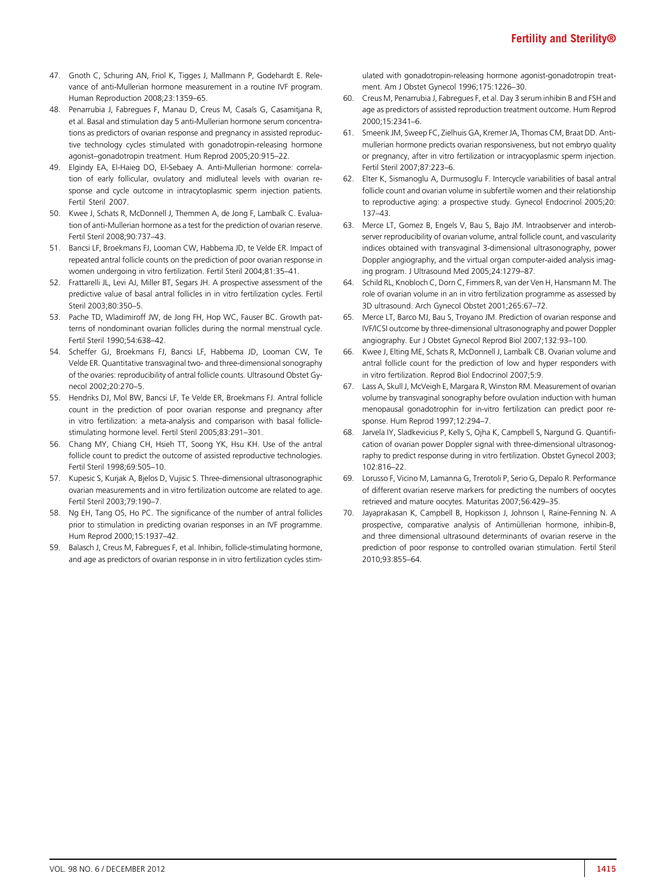47. Gnoth C, Schuring AN, Friol K, Tigges J, Mallmann P, Godehardt E. Relevance of anti-Mullerian hormone measurement in a routine IVF program. Human Reproduction 2008;23:1359–65.
48. Penarrubia J, Fabregues F, Manau D, Creus M, Casals G, Casamitjana R, et al. Basal and stimulation day 5 anti-Mullerian hormone serum concentrations as predictors of ovarian response and pregnancy in assisted reproductive technology cycles stimulated with gonadotropin-releasing hormone agonist–gonadotropin treatment. Hum Reprod 2005;20:915–22.
49. Elgindy EA, El-Haieg DO, El-Sebaey A. Anti-Mullerian hormone: correlation of early follicular, ovulatory and midluteal levels with ovarian response and cycle outcome in intracytoplasmic sperm injection patients. Fertil Steril 2007.
50. Kwee J, Schats R, McDonnell J, Themmen A, de Jong F, Lambalk C. Evaluation of anti-Mullerian hormone as a test for the prediction of ovarian reserve. Fertil Steril 2008;90:737–43.
51. Bancsi LF, Broekmans FJ, Looman CW, Habbema JD, te Velde ER. Impact of repeated antral follicle counts on the prediction of poor ovarian response in women undergoing in vitro fertilization. Fertil Steril 2004;81:35–41.
52. Frattarelli JL, Levi AJ, Miller BT, Segars JH. A prospective assessment of the predictive value of basal antral follicles in in vitro fertilization cycles. Fertil Steril 2003;80:350–5.
53. Pache TD, Wladimiroff JW, de Jong FH, Hop WC, Fauser BC. Growth patterns of nondominant ovarian follicles during the normal menstrual cycle. Fertil Steril 1990;54:638–42.
54. Scheffer GJ, Broekmans FJ, Bancsi LF, Habbema JD, Looman CW, Te Velde ER. Quantitative transvaginal two- and three-dimensional sonography of the ovaries: reproducibility of antral follicle counts. Ultrasound Obstet Gynecol 2002;20:270–5.
55. Hendriks DJ, Mol BW, Bancsi LF, Te Velde ER, Broekmans FJ. Antral follicle count in the prediction of poor ovarian response and pregnancy after in vitro fertilization: a meta-analysis and comparison with basal follicle-stimulating hormone level. Fertil Steril 2005;83:291–301.
56. Chang MY, Chiang CH, Hsieh TT, Soong YK, Hsu KH. Use of the antral follicle count to predict the outcome of assisted reproductive technologies. Fertil Steril 1998;69:505–10.
57. Kupesic S, Kurjak A, Bjelos D, Vujisic S. Three-dimensional ultrasonographic ovarian measurements and in vitro fertilization outcome are related to age. Fertil Steril 2003;79:190–7.
58. Ng EH, Tang OS, Ho PC. The significance of the number of antral follicles prior to stimulation in predicting ovarian responses in an IVF programme. Hum Reprod 2000;15:1937–42.
59. Balasch J, Creus M, Fabregues F, et al. Inhibin, follicle-stimulating hormone, and age as predictors of ovarian response in in vitro fertilization cycles stimulated with gonadotropin-releasing hormone agonist-gonadotropin treatment. Am J Obstet Gynecol 1996;175:1226–30.
60. Creus M, Penarrubia J, Fabregues F, et al. Day 3 serum inhibin B and FSH and age as predictors of assisted reproduction treatment outcome. Hum Reprod 2000;15:2341–6.
61. Smeenk JM, Sweep FC, Zielhuis GA, Kremer JA, Thomas CM, Braat DD. Antimullerian hormone predicts ovarian responsiveness, but not embryo quality or pregnancy, after in vitro fertilization or intracyoplasmic sperm injection. Fertil Steril 2007;87:223–6.
62. Elter K, Sismanoglu A, Durmusoglu F. Intercycle variabilities of basal antral follicle count and ovarian volume in subfertile women and their relationship to reproductive aging: a prospective study. Gynecol Endocrinol 2005;20:137–43.
63. Merce LT, Gomez B, Engels V, Bau S, Bajo JM. Intraobserver and interobserver reproducibility of ovarian volume, antral follicle count, and vascularity indices obtained with transvaginal 3-dimensional ultrasonography, power Doppler angiography, and the virtual organ computer-aided analysis imaging program. J Ultrasound Med 2005;24:1279–87.
64. Schild RL, Knobloch C, Dorn C, Fimmers R, van der Ven H, Hansmann M. The role of ovarian volume in an in vitro fertilization programme as assessed by 3D ultrasound. Arch Gynecol Obstet 2001;265:67–72.
65. Merce LT, Barco MJ, Bau S, Troyano JM. Prediction of ovarian response and IVF/ICSI outcome by three-dimensional ultrasonography and power Doppler angiography. Eur J Obstet Gynecol Reprod Biol 2007;132:93–100.
66. Kwee J, Elting ME, Schats R, McDonnell J, Lambalk CB. Ovarian volume and antral follicle count for the prediction of low and hyper responders with in vitro fertilization. Reprod Biol Endocrinol 2007;5:9.
67. Lass A, Skull J, McVeigh E, Margara R, Winston RM. Measurement of ovarian volume by transvaginal sonography before ovulation induction with human menopausal gonadotrophin for in-vitro fertilization can predict poor response. Hum Reprod 1997;12:294–7.
68. Jarvela IY, Sladkevicius P, Kelly S, Ojha K, Campbell S, Nargund G. Quantification of ovarian power Doppler signal with three-dimensional ultrasonography to predict response during in vitro fertilization. Obstet Gynecol 2003;102:816–22.
69. Lorusso F, Vicino M, Lamanna G, Trerotoli P, Serio G, Depalo R. Performance of different ovarian reserve markers for predicting the numbers of oocytes retrieved and mature oocytes. Maturitas 2007;56:429–35.
70. Jayaprakasan K, Campbell B, Hopkisson J, Johnson I, Raine-Fenning N. A prospective, comparative analysis of Antimüllerian hormone, inhibin-B, and three dimensional ultrasound determinants of ovarian reserve in the prediction of poor response to controlled ovarian stimulation. Fertil Steril 2010;93:855–64.